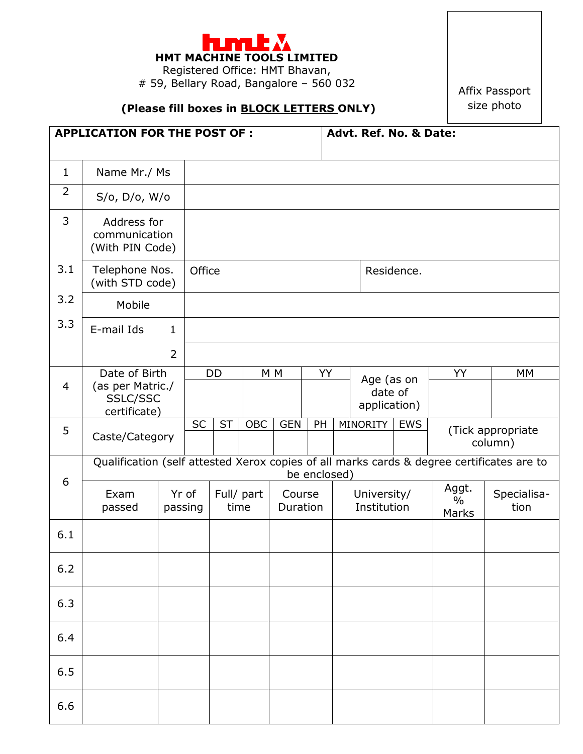# HMT MACHINE TOOLS LIMITED

Registered Office: HMT Bhavan,
# 59, Bellary Road, Bangalore – 560 032

**(Please fill boxes in BLOCK LETTERS ONLY)**

Affix Passport size photo

| **APPLICATION FOR THE POST OF :** | **Advt. Ref. No. & Date:** |
|---|---|
| | |

| | | | |
|---|---|---|---|
| 1 | Name Mr./ Ms | | |
| 2 | S/o, D/o, W/o | | |
| 3 | Address for communication (With PIN Code) | | |
| 3.1 | Telephone Nos. (with STD code) | Office | Residence. |
| 3.2 | Mobile | | |
| 3.3 | E-mail Ids 1 | | |
| | 2 | | |

| | | | | | | | |
|---|---|---|---|---|---|---|---|
| 4 | Date of Birth (as per Matric./ SSLC/SSC certificate) | DD | M M | YY | Age (as on date of application) | YY | MM |
| | | | | | | | |

| | | | | | | | | | |
|---|---|---|---|---|---|---|---|---|---|
| 5 | Caste/Category | SC | ST | OBC | GEN | PH | MINORITY | EWS | (Tick appropriate column) |
| | | | | | | | | | |

| 6 | Qualification (self attested Xerox copies of all marks cards & degree certificates are to be enclosed) | | | | | | |
|---|---|---|---|---|---|---|---|
| | Exam passed | Yr of passing | Full/ part time | Course Duration | University/ Institution | Aggt. % Marks | Specialisation |
| 6.1 | | | | | | | |
| 6.2 | | | | | | | |
| 6.3 | | | | | | | |
| 6.4 | | | | | | | |
| 6.5 | | | | | | | |
| 6.6 | | | | | | | |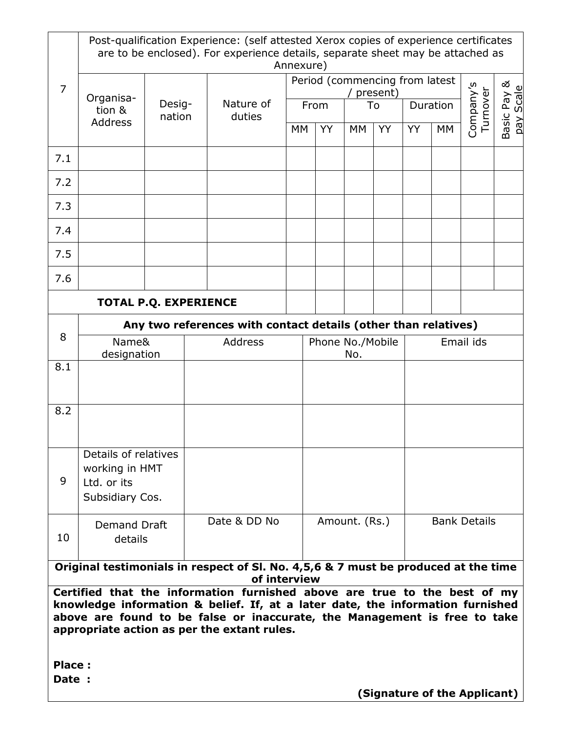| 7 | Post-qualification Experience: (self attested Xerox copies of experience certificates are to be enclosed). For experience details, separate sheet may be attached as Annexure) | | | | | | | | | | |
|---|---|---|---|---|---|---|---|---|---|---|---|
| | Organisa-tion & Address | Desig-nation | Nature of duties | Period (commencing from latest / present) | | | | | | Company's Turnover | Basic Pay & pay Scale |
| | | | | From | | To | | Duration | | | |
| | | | | MM | YY | MM | YY | YY | MM | | |
| 7.1 | | | | | | | | | | | |
| 7.2 | | | | | | | | | | | |
| 7.3 | | | | | | | | | | | |
| 7.4 | | | | | | | | | | | |
| 7.5 | | | | | | | | | | | |
| 7.6 | | | | | | | | | | | |
| | **TOTAL P.Q. EXPERIENCE** | | | | | | | | | | |

| 8 | **Any two references with contact details (other than relatives)** | | | |
|---|---|---|---|---|
| | Name& designation | Address | Phone No./Mobile No. | Email ids |
| 8.1 | | | | |
| 8.2 | | | | |
| 9 | Details of relatives working in HMT Ltd. or its Subsidiary Cos. | | | |
| 10 | Demand Draft details | Date & DD No | Amount. (Rs.) | Bank Details |

**Original testimonials in respect of Sl. No. 4,5,6 & 7 must be produced at the time of interview**

**Certified that the information furnished above are true to the best of my knowledge information & belief. If, at a later date, the information furnished above are found to be false or inaccurate, the Management is free to take appropriate action as per the extant rules.**

**Place :**

**Date :**

**(Signature of the Applicant)**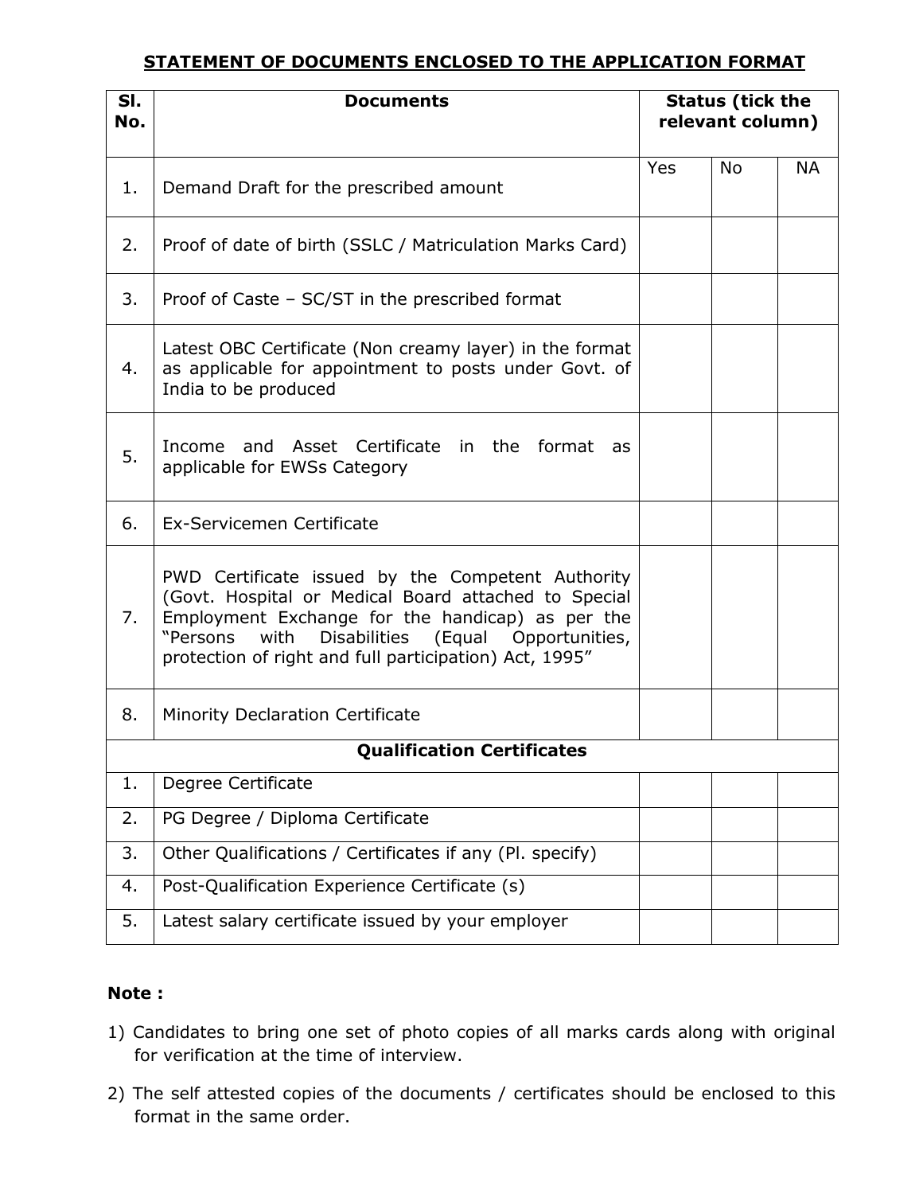## STATEMENT OF DOCUMENTS ENCLOSED TO THE APPLICATION FORMAT

| Sl. No. | Documents | Status (tick the relevant column) | | |
|---|---|---|---|---|
| | | Yes | No | NA |
| 1. | Demand Draft for the prescribed amount | | | |
| 2. | Proof of date of birth (SSLC / Matriculation Marks Card) | | | |
| 3. | Proof of Caste – SC/ST in the prescribed format | | | |
| 4. | Latest OBC Certificate (Non creamy layer) in the format as applicable for appointment to posts under Govt. of India to be produced | | | |
| 5. | Income and Asset Certificate in the format as applicable for EWSs Category | | | |
| 6. | Ex-Servicemen Certificate | | | |
| 7. | PWD Certificate issued by the Competent Authority (Govt. Hospital or Medical Board attached to Special Employment Exchange for the handicap) as per the "Persons with Disabilities (Equal Opportunities, protection of right and full participation) Act, 1995" | | | |
| 8. | Minority Declaration Certificate | | | |
| | **Qualification Certificates** | | | |
| 1. | Degree Certificate | | | |
| 2. | PG Degree / Diploma Certificate | | | |
| 3. | Other Qualifications / Certificates if any (Pl. specify) | | | |
| 4. | Post-Qualification Experience Certificate (s) | | | |
| 5. | Latest salary certificate issued by your employer | | | |

**Note :**

1) Candidates to bring one set of photo copies of all marks cards along with original for verification at the time of interview.

2) The self attested copies of the documents / certificates should be enclosed to this format in the same order.